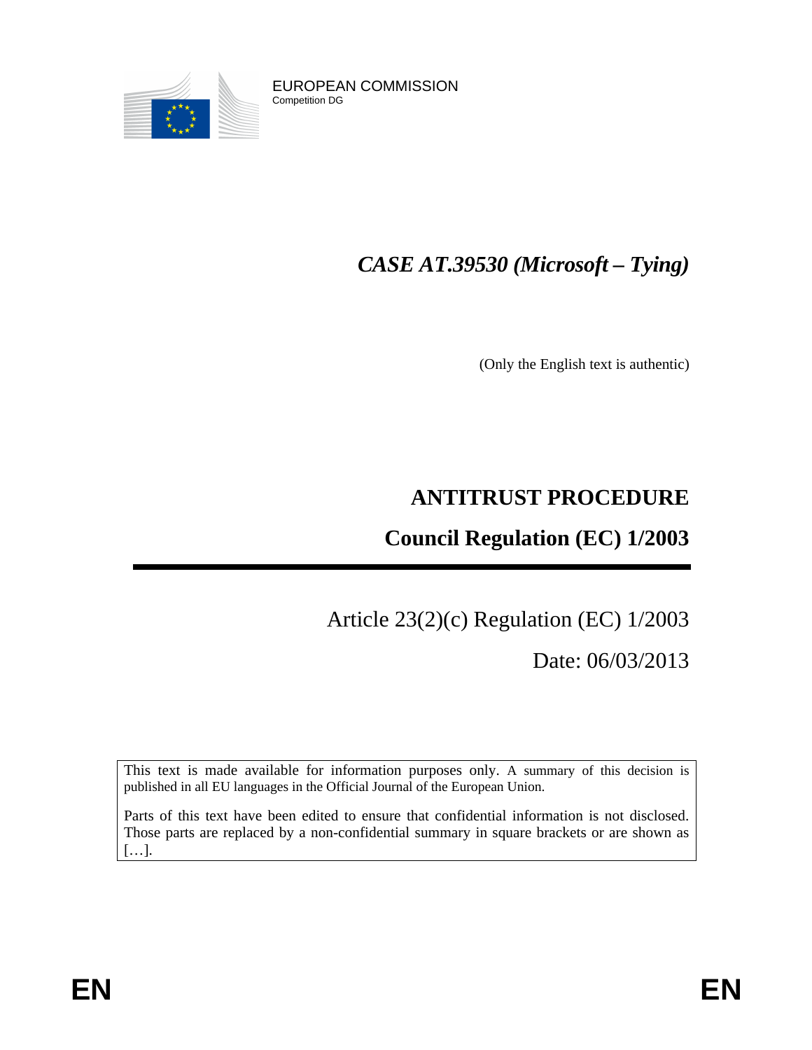EUROPEAN COMMISSION
Competition DG

# *CASE AT.39530 (Microsoft – Tying)*

(Only the English text is authentic)

## ANTITRUST PROCEDURE

## Council Regulation (EC) 1/2003

Article 23(2)(c) Regulation (EC) 1/2003

Date: 06/03/2013

This text is made available for information purposes only. A summary of this decision is published in all EU languages in the Official Journal of the European Union.

Parts of this text have been edited to ensure that confidential information is not disclosed. Those parts are replaced by a non-confidential summary in square brackets or are shown as […].

EN EN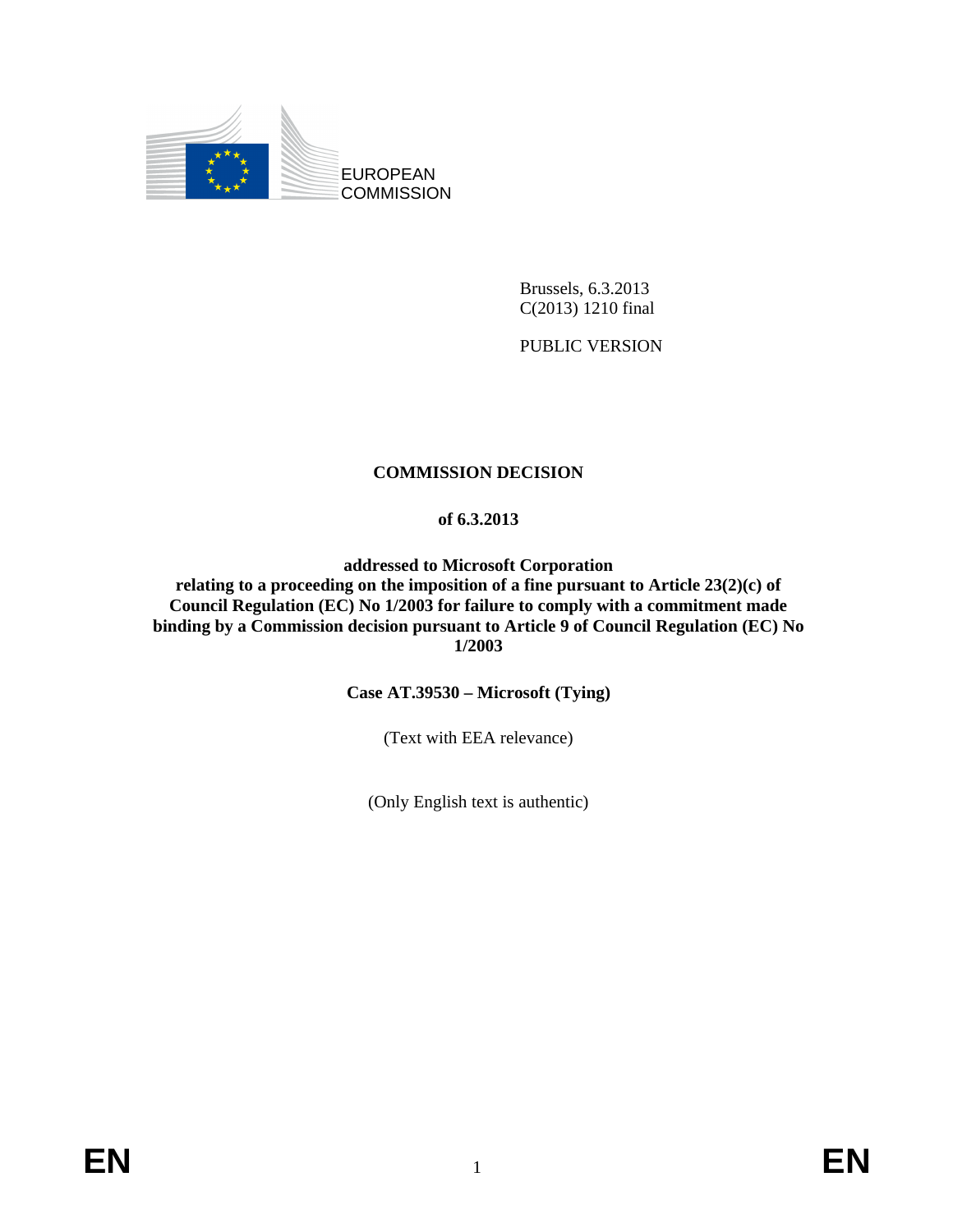EUROPEAN COMMISSION

Brussels, 6.3.2013
C(2013) 1210 final

PUBLIC VERSION

# COMMISSION DECISION

**of 6.3.2013**

**addressed to Microsoft Corporation**
**relating to a proceeding on the imposition of a fine pursuant to Article 23(2)(c) of Council Regulation (EC) No 1/2003 for failure to comply with a commitment made binding by a Commission decision pursuant to Article 9 of Council Regulation (EC) No 1/2003**

**Case AT.39530 – Microsoft (Tying)**

(Text with EEA relevance)

(Only English text is authentic)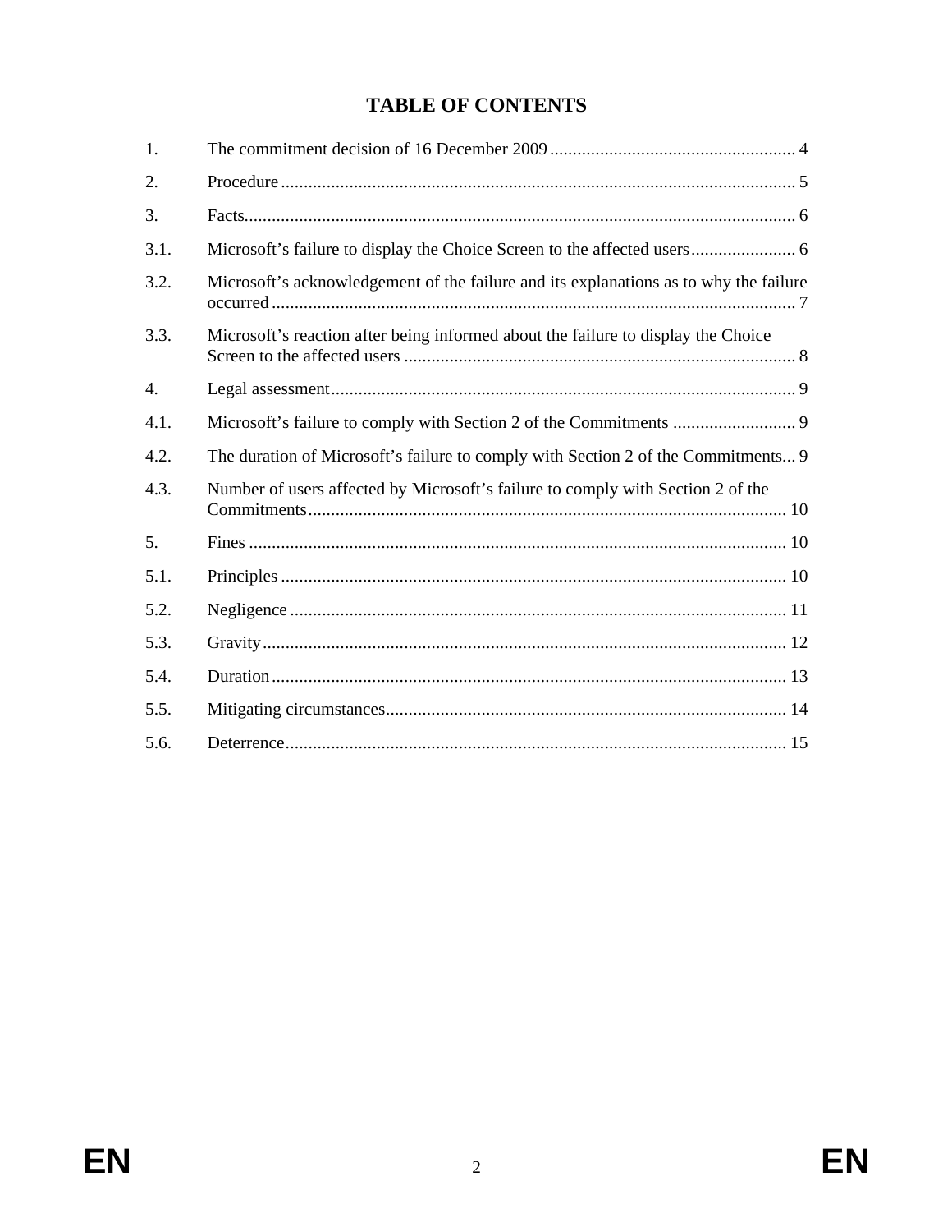# TABLE OF CONTENTS

1. The commitment decision of 16 December 2009 ........................................................ 4
2. Procedure ........................................................................................................ 5
3. Facts................................................................................................................ 6
3.1. Microsoft's failure to display the Choice Screen to the affected users ....................... 6
3.2. Microsoft's acknowledgement of the failure and its explanations as to why the failure occurred ........................................................................................................ 7
3.3. Microsoft's reaction after being informed about the failure to display the Choice Screen to the affected users ........................................................................ 8
4. Legal assessment ............................................................................................... 9
4.1. Microsoft's failure to comply with Section 2 of the Commitments ........................... 9
4.2. The duration of Microsoft's failure to comply with Section 2 of the Commitments... 9
4.3. Number of users affected by Microsoft's failure to comply with Section 2 of the Commitments .................................................................................................. 10
5. Fines ............................................................................................................. 10
5.1. Principles ...................................................................................................... 10
5.2. Negligence .................................................................................................... 11
5.3. Gravity .......................................................................................................... 12
5.4. Duration ........................................................................................................ 13
5.5. Mitigating circumstances................................................................................ 14
5.6. Deterrence..................................................................................................... 15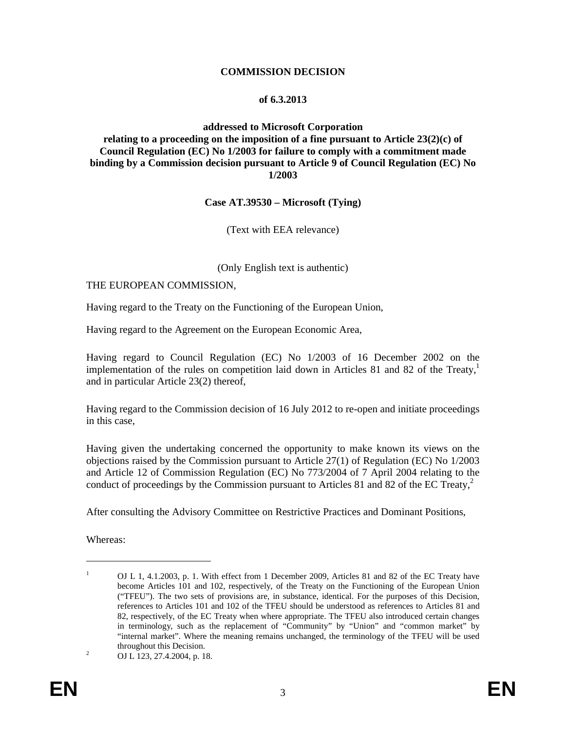**COMMISSION DECISION**

**of 6.3.2013**

**addressed to Microsoft Corporation**
**relating to a proceeding on the imposition of a fine pursuant to Article 23(2)(c) of Council Regulation (EC) No 1/2003 for failure to comply with a commitment made binding by a Commission decision pursuant to Article 9 of Council Regulation (EC) No 1/2003**

**Case AT.39530 – Microsoft (Tying)**

(Text with EEA relevance)

(Only English text is authentic)

THE EUROPEAN COMMISSION,

Having regard to the Treaty on the Functioning of the European Union,

Having regard to the Agreement on the European Economic Area,

Having regard to Council Regulation (EC) No 1/2003 of 16 December 2002 on the implementation of the rules on competition laid down in Articles 81 and 82 of the Treaty,[1] and in particular Article 23(2) thereof,

Having regard to the Commission decision of 16 July 2012 to re-open and initiate proceedings in this case,

Having given the undertaking concerned the opportunity to make known its views on the objections raised by the Commission pursuant to Article 27(1) of Regulation (EC) No 1/2003 and Article 12 of Commission Regulation (EC) No 773/2004 of 7 April 2004 relating to the conduct of proceedings by the Commission pursuant to Articles 81 and 82 of the EC Treaty,[2]

After consulting the Advisory Committee on Restrictive Practices and Dominant Positions,

Whereas:

---

[1] OJ L 1, 4.1.2003, p. 1. With effect from 1 December 2009, Articles 81 and 82 of the EC Treaty have become Articles 101 and 102, respectively, of the Treaty on the Functioning of the European Union ("TFEU"). The two sets of provisions are, in substance, identical. For the purposes of this Decision, references to Articles 101 and 102 of the TFEU should be understood as references to Articles 81 and 82, respectively, of the EC Treaty when where appropriate. The TFEU also introduced certain changes in terminology, such as the replacement of "Community" by "Union" and "common market" by "internal market". Where the meaning remains unchanged, the terminology of the TFEU will be used throughout this Decision.

[2] OJ L 123, 27.4.2004, p. 18.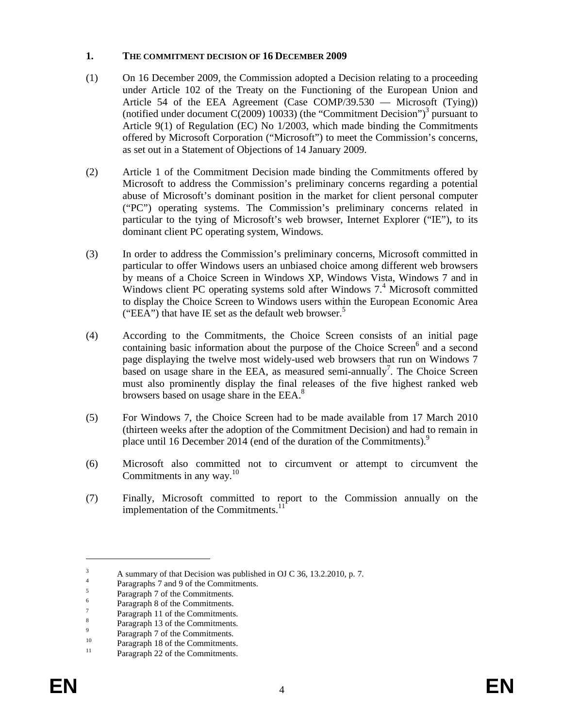## 1. THE COMMITMENT DECISION OF 16 DECEMBER 2009

(1) On 16 December 2009, the Commission adopted a Decision relating to a proceeding under Article 102 of the Treaty on the Functioning of the European Union and Article 54 of the EEA Agreement (Case COMP/39.530 — Microsoft (Tying)) (notified under document C(2009) 10033) (the "Commitment Decision")[3] pursuant to Article 9(1) of Regulation (EC) No 1/2003, which made binding the Commitments offered by Microsoft Corporation ("Microsoft") to meet the Commission's concerns, as set out in a Statement of Objections of 14 January 2009.

(2) Article 1 of the Commitment Decision made binding the Commitments offered by Microsoft to address the Commission's preliminary concerns regarding a potential abuse of Microsoft's dominant position in the market for client personal computer ("PC") operating systems. The Commission's preliminary concerns related in particular to the tying of Microsoft's web browser, Internet Explorer ("IE"), to its dominant client PC operating system, Windows.

(3) In order to address the Commission's preliminary concerns, Microsoft committed in particular to offer Windows users an unbiased choice among different web browsers by means of a Choice Screen in Windows XP, Windows Vista, Windows 7 and in Windows client PC operating systems sold after Windows 7.[4] Microsoft committed to display the Choice Screen to Windows users within the European Economic Area ("EEA") that have IE set as the default web browser.[5]

(4) According to the Commitments, the Choice Screen consists of an initial page containing basic information about the purpose of the Choice Screen[6] and a second page displaying the twelve most widely-used web browsers that run on Windows 7 based on usage share in the EEA, as measured semi-annually[7]. The Choice Screen must also prominently display the final releases of the five highest ranked web browsers based on usage share in the EEA.[8]

(5) For Windows 7, the Choice Screen had to be made available from 17 March 2010 (thirteen weeks after the adoption of the Commitment Decision) and had to remain in place until 16 December 2014 (end of the duration of the Commitments).[9]

(6) Microsoft also committed not to circumvent or attempt to circumvent the Commitments in any way.[10]

(7) Finally, Microsoft committed to report to the Commission annually on the implementation of the Commitments.[11]

---

[3] A summary of that Decision was published in OJ C 36, 13.2.2010, p. 7.

[4] Paragraphs 7 and 9 of the Commitments.

[5] Paragraph 7 of the Commitments.

[6] Paragraph 8 of the Commitments.

[7] Paragraph 11 of the Commitments.

[8] Paragraph 13 of the Commitments.

[9] Paragraph 7 of the Commitments.

[10] Paragraph 18 of the Commitments.

[11] Paragraph 22 of the Commitments.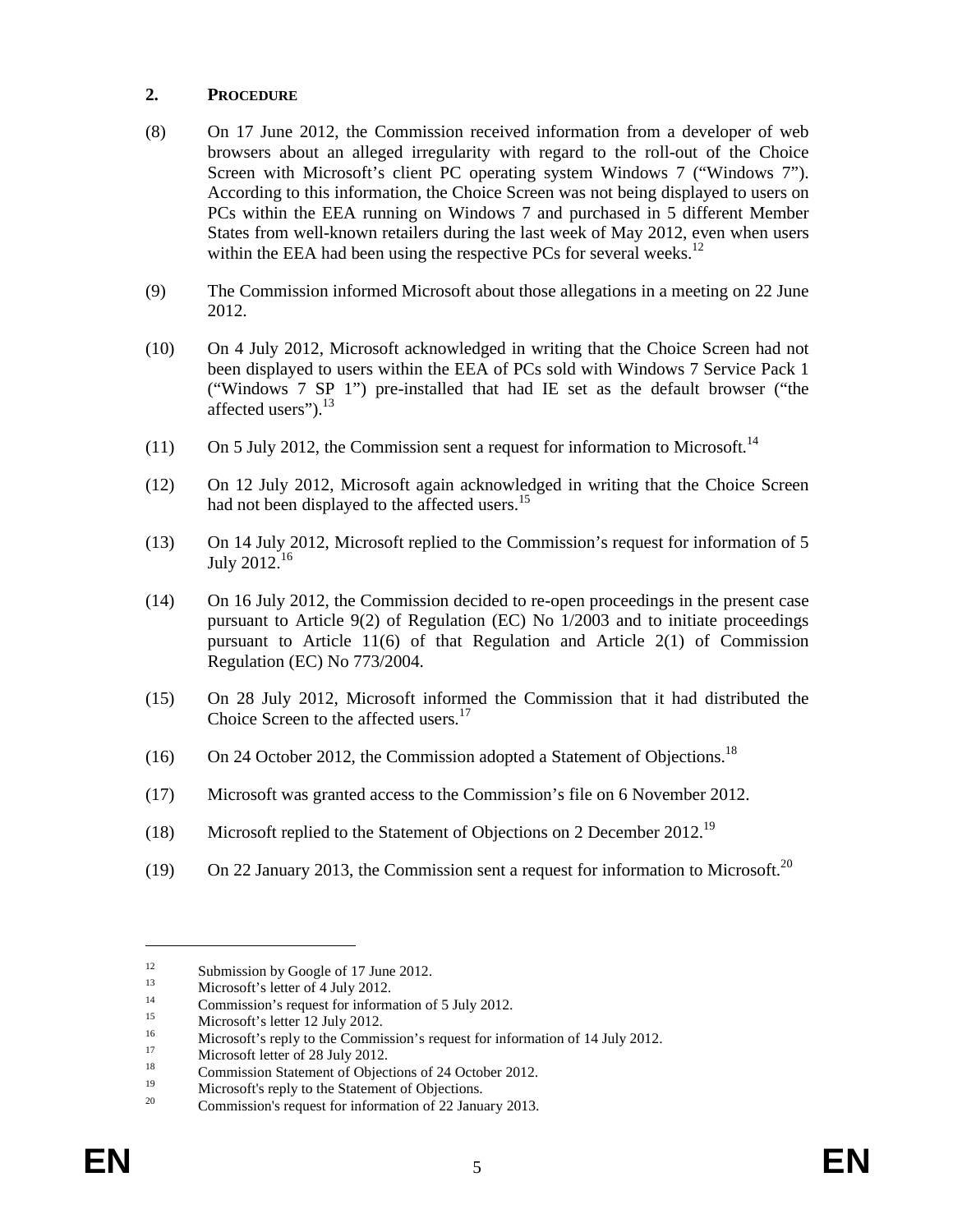## 2. PROCEDURE

(8) On 17 June 2012, the Commission received information from a developer of web browsers about an alleged irregularity with regard to the roll-out of the Choice Screen with Microsoft's client PC operating system Windows 7 ("Windows 7"). According to this information, the Choice Screen was not being displayed to users on PCs within the EEA running on Windows 7 and purchased in 5 different Member States from well-known retailers during the last week of May 2012, even when users within the EEA had been using the respective PCs for several weeks.[12]

(9) The Commission informed Microsoft about those allegations in a meeting on 22 June 2012.

(10) On 4 July 2012, Microsoft acknowledged in writing that the Choice Screen had not been displayed to users within the EEA of PCs sold with Windows 7 Service Pack 1 ("Windows 7 SP 1") pre-installed that had IE set as the default browser ("the affected users").[13]

(11) On 5 July 2012, the Commission sent a request for information to Microsoft.[14]

(12) On 12 July 2012, Microsoft again acknowledged in writing that the Choice Screen had not been displayed to the affected users.[15]

(13) On 14 July 2012, Microsoft replied to the Commission's request for information of 5 July 2012.[16]

(14) On 16 July 2012, the Commission decided to re-open proceedings in the present case pursuant to Article 9(2) of Regulation (EC) No 1/2003 and to initiate proceedings pursuant to Article 11(6) of that Regulation and Article 2(1) of Commission Regulation (EC) No 773/2004.

(15) On 28 July 2012, Microsoft informed the Commission that it had distributed the Choice Screen to the affected users.[17]

(16) On 24 October 2012, the Commission adopted a Statement of Objections.[18]

(17) Microsoft was granted access to the Commission's file on 6 November 2012.

(18) Microsoft replied to the Statement of Objections on 2 December 2012.[19]

(19) On 22 January 2013, the Commission sent a request for information to Microsoft.[20]

---

[12] Submission by Google of 17 June 2012.

[13] Microsoft's letter of 4 July 2012.

[14] Commission's request for information of 5 July 2012.

[15] Microsoft's letter 12 July 2012.

[16] Microsoft's reply to the Commission's request for information of 14 July 2012.

[17] Microsoft letter of 28 July 2012.

[18] Commission Statement of Objections of 24 October 2012.

[19] Microsoft's reply to the Statement of Objections.

[20] Commission's request for information of 22 January 2013.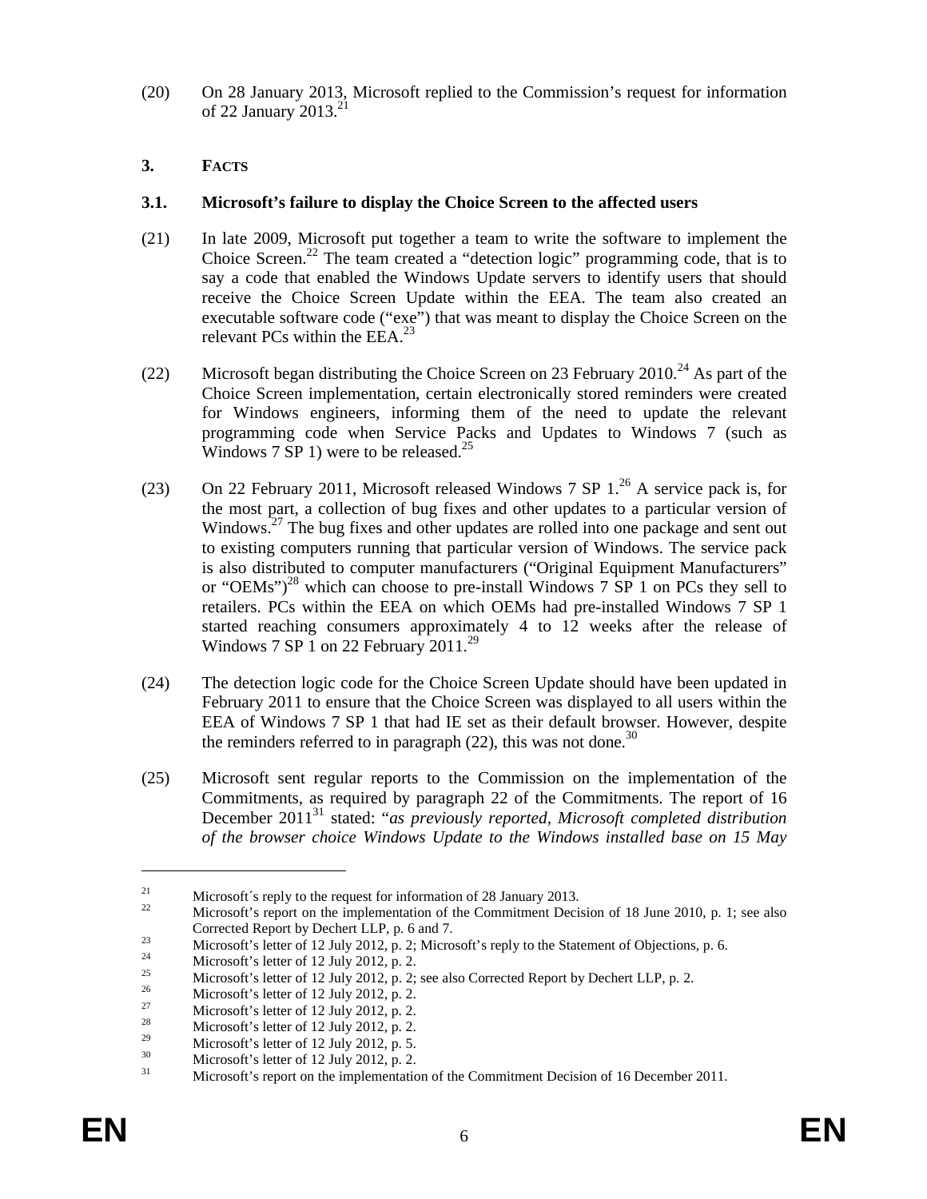(20) On 28 January 2013, Microsoft replied to the Commission's request for information of 22 January 2013.[21]

## 3. FACTS

### 3.1. Microsoft's failure to display the Choice Screen to the affected users

(21) In late 2009, Microsoft put together a team to write the software to implement the Choice Screen.[22] The team created a "detection logic" programming code, that is to say a code that enabled the Windows Update servers to identify users that should receive the Choice Screen Update within the EEA. The team also created an executable software code ("exe") that was meant to display the Choice Screen on the relevant PCs within the EEA.[23]

(22) Microsoft began distributing the Choice Screen on 23 February 2010.[24] As part of the Choice Screen implementation, certain electronically stored reminders were created for Windows engineers, informing them of the need to update the relevant programming code when Service Packs and Updates to Windows 7 (such as Windows 7 SP 1) were to be released.[25]

(23) On 22 February 2011, Microsoft released Windows 7 SP 1.[26] A service pack is, for the most part, a collection of bug fixes and other updates to a particular version of Windows.[27] The bug fixes and other updates are rolled into one package and sent out to existing computers running that particular version of Windows. The service pack is also distributed to computer manufacturers ("Original Equipment Manufacturers" or "OEMs")[28] which can choose to pre-install Windows 7 SP 1 on PCs they sell to retailers. PCs within the EEA on which OEMs had pre-installed Windows 7 SP 1 started reaching consumers approximately 4 to 12 weeks after the release of Windows 7 SP 1 on 22 February 2011.[29]

(24) The detection logic code for the Choice Screen Update should have been updated in February 2011 to ensure that the Choice Screen was displayed to all users within the EEA of Windows 7 SP 1 that had IE set as their default browser. However, despite the reminders referred to in paragraph (22), this was not done.[30]

(25) Microsoft sent regular reports to the Commission on the implementation of the Commitments, as required by paragraph 22 of the Commitments. The report of 16 December 2011[31] stated: "*as previously reported, Microsoft completed distribution of the browser choice Windows Update to the Windows installed base on 15 May*

---

[21] Microsoft´s reply to the request for information of 28 January 2013.

[22] Microsoft's report on the implementation of the Commitment Decision of 18 June 2010, p. 1; see also Corrected Report by Dechert LLP, p. 6 and 7.

[23] Microsoft's letter of 12 July 2012, p. 2; Microsoft's reply to the Statement of Objections, p. 6.

[24] Microsoft's letter of 12 July 2012, p. 2.

[25] Microsoft's letter of 12 July 2012, p. 2; see also Corrected Report by Dechert LLP, p. 2.

[26] Microsoft's letter of 12 July 2012, p. 2.

[27] Microsoft's letter of 12 July 2012, p. 2.

[28] Microsoft's letter of 12 July 2012, p. 2.

[29] Microsoft's letter of 12 July 2012, p. 5.

[30] Microsoft's letter of 12 July 2012, p. 2.

[31] Microsoft's report on the implementation of the Commitment Decision of 16 December 2011.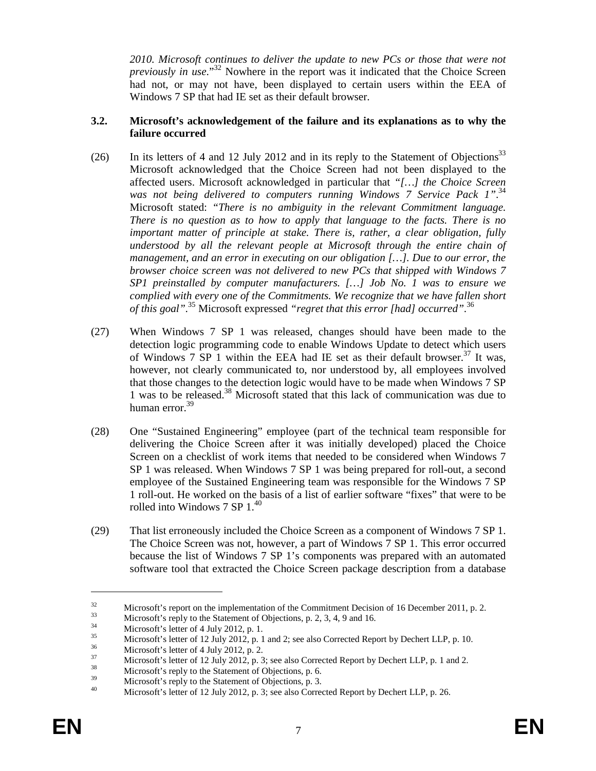*2010. Microsoft continues to deliver the update to new PCs or those that were not previously in use.*"[32] Nowhere in the report was it indicated that the Choice Screen had not, or may not have, been displayed to certain users within the EEA of Windows 7 SP that had IE set as their default browser.

### 3.2. Microsoft's acknowledgement of the failure and its explanations as to why the failure occurred

(26) In its letters of 4 and 12 July 2012 and in its reply to the Statement of Objections[33] Microsoft acknowledged that the Choice Screen had not been displayed to the affected users. Microsoft acknowledged in particular that *"[…] the Choice Screen was not being delivered to computers running Windows 7 Service Pack 1"*.[34] Microsoft stated: *"There is no ambiguity in the relevant Commitment language. There is no question as to how to apply that language to the facts. There is no important matter of principle at stake. There is, rather, a clear obligation, fully understood by all the relevant people at Microsoft through the entire chain of management, and an error in executing on our obligation […]. Due to our error, the browser choice screen was not delivered to new PCs that shipped with Windows 7 SP1 preinstalled by computer manufacturers. […] Job No. 1 was to ensure we complied with every one of the Commitments. We recognize that we have fallen short of this goal"*.[35] Microsoft expressed *"regret that this error [had] occurred"*.[36]

(27) When Windows 7 SP 1 was released, changes should have been made to the detection logic programming code to enable Windows Update to detect which users of Windows 7 SP 1 within the EEA had IE set as their default browser.[37] It was, however, not clearly communicated to, nor understood by, all employees involved that those changes to the detection logic would have to be made when Windows 7 SP 1 was to be released.[38] Microsoft stated that this lack of communication was due to human error.[39]

(28) One "Sustained Engineering" employee (part of the technical team responsible for delivering the Choice Screen after it was initially developed) placed the Choice Screen on a checklist of work items that needed to be considered when Windows 7 SP 1 was released. When Windows 7 SP 1 was being prepared for roll-out, a second employee of the Sustained Engineering team was responsible for the Windows 7 SP 1 roll-out. He worked on the basis of a list of earlier software "fixes" that were to be rolled into Windows 7 SP 1.[40]

(29) That list erroneously included the Choice Screen as a component of Windows 7 SP 1. The Choice Screen was not, however, a part of Windows 7 SP 1. This error occurred because the list of Windows 7 SP 1's components was prepared with an automated software tool that extracted the Choice Screen package description from a database

---

[32] Microsoft's report on the implementation of the Commitment Decision of 16 December 2011, p. 2.

[33] Microsoft's reply to the Statement of Objections, p. 2, 3, 4, 9 and 16.

[34] Microsoft's letter of 4 July 2012, p. 1.

[35] Microsoft's letter of 12 July 2012, p. 1 and 2; see also Corrected Report by Dechert LLP, p. 10.

[36] Microsoft's letter of 4 July 2012, p. 2.

[37] Microsoft's letter of 12 July 2012, p. 3; see also Corrected Report by Dechert LLP, p. 1 and 2.

[38] Microsoft's reply to the Statement of Objections, p. 6.

[39] Microsoft's reply to the Statement of Objections, p. 3.

[40] Microsoft's letter of 12 July 2012, p. 3; see also Corrected Report by Dechert LLP, p. 26.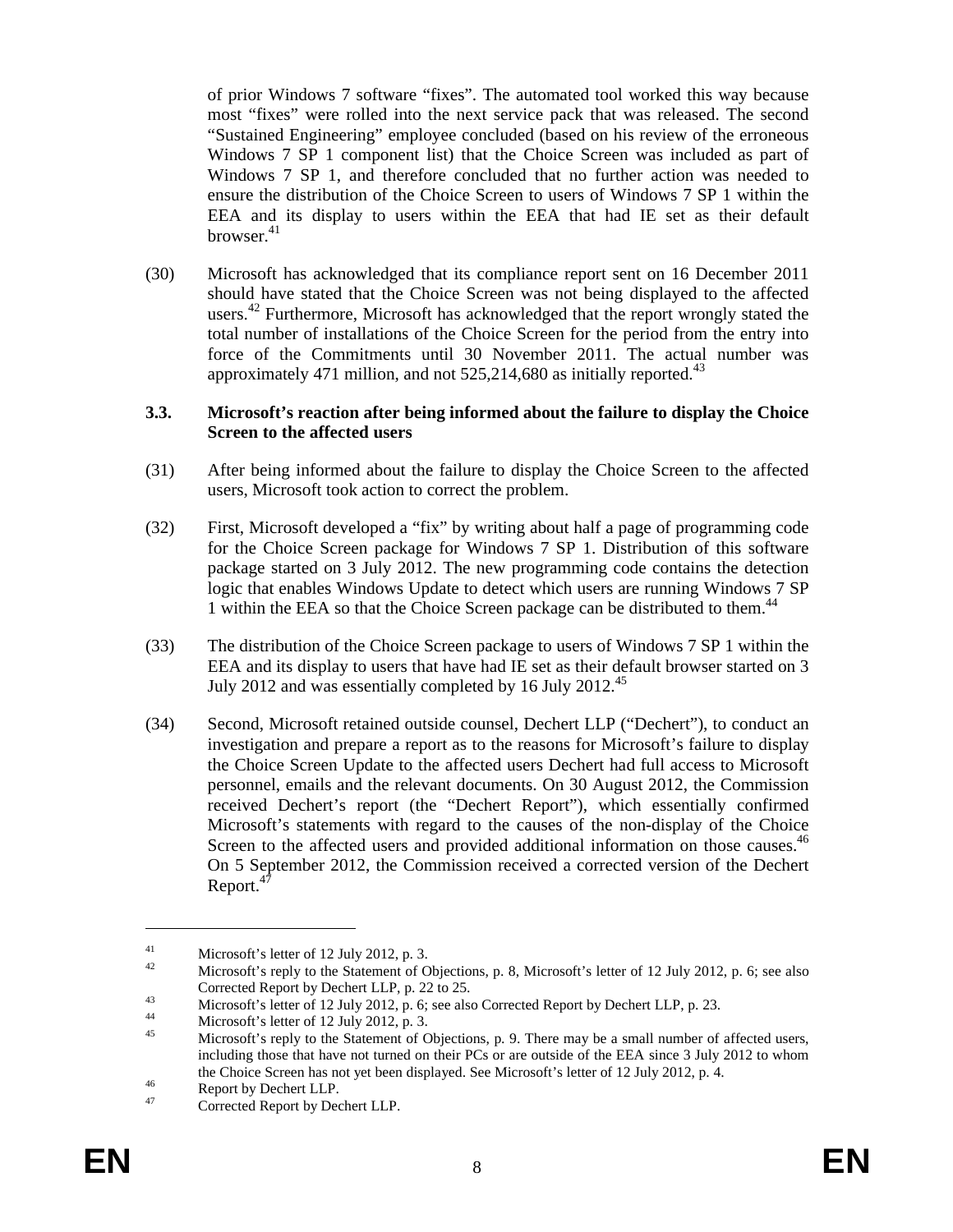of prior Windows 7 software "fixes". The automated tool worked this way because most "fixes" were rolled into the next service pack that was released. The second "Sustained Engineering" employee concluded (based on his review of the erroneous Windows 7 SP 1 component list) that the Choice Screen was included as part of Windows 7 SP 1, and therefore concluded that no further action was needed to ensure the distribution of the Choice Screen to users of Windows 7 SP 1 within the EEA and its display to users within the EEA that had IE set as their default browser.[41]

(30) Microsoft has acknowledged that its compliance report sent on 16 December 2011 should have stated that the Choice Screen was not being displayed to the affected users.[42] Furthermore, Microsoft has acknowledged that the report wrongly stated the total number of installations of the Choice Screen for the period from the entry into force of the Commitments until 30 November 2011. The actual number was approximately 471 million, and not 525,214,680 as initially reported.[43]

### 3.3. Microsoft's reaction after being informed about the failure to display the Choice Screen to the affected users

(31) After being informed about the failure to display the Choice Screen to the affected users, Microsoft took action to correct the problem.

(32) First, Microsoft developed a "fix" by writing about half a page of programming code for the Choice Screen package for Windows 7 SP 1. Distribution of this software package started on 3 July 2012. The new programming code contains the detection logic that enables Windows Update to detect which users are running Windows 7 SP 1 within the EEA so that the Choice Screen package can be distributed to them.[44]

(33) The distribution of the Choice Screen package to users of Windows 7 SP 1 within the EEA and its display to users that have had IE set as their default browser started on 3 July 2012 and was essentially completed by 16 July 2012.[45]

(34) Second, Microsoft retained outside counsel, Dechert LLP ("Dechert"), to conduct an investigation and prepare a report as to the reasons for Microsoft's failure to display the Choice Screen Update to the affected users Dechert had full access to Microsoft personnel, emails and the relevant documents. On 30 August 2012, the Commission received Dechert's report (the "Dechert Report"), which essentially confirmed Microsoft's statements with regard to the causes of the non-display of the Choice Screen to the affected users and provided additional information on those causes.[46] On 5 September 2012, the Commission received a corrected version of the Dechert Report.[47]

---

[41] Microsoft's letter of 12 July 2012, p. 3.

[42] Microsoft's reply to the Statement of Objections, p. 8, Microsoft's letter of 12 July 2012, p. 6; see also Corrected Report by Dechert LLP, p. 22 to 25.

[43] Microsoft's letter of 12 July 2012, p. 6; see also Corrected Report by Dechert LLP, p. 23.

[44] Microsoft's letter of 12 July 2012, p. 3.

[45] Microsoft's reply to the Statement of Objections, p. 9. There may be a small number of affected users, including those that have not turned on their PCs or are outside of the EEA since 3 July 2012 to whom the Choice Screen has not yet been displayed. See Microsoft's letter of 12 July 2012, p. 4.

[46] Report by Dechert LLP.

[47] Corrected Report by Dechert LLP.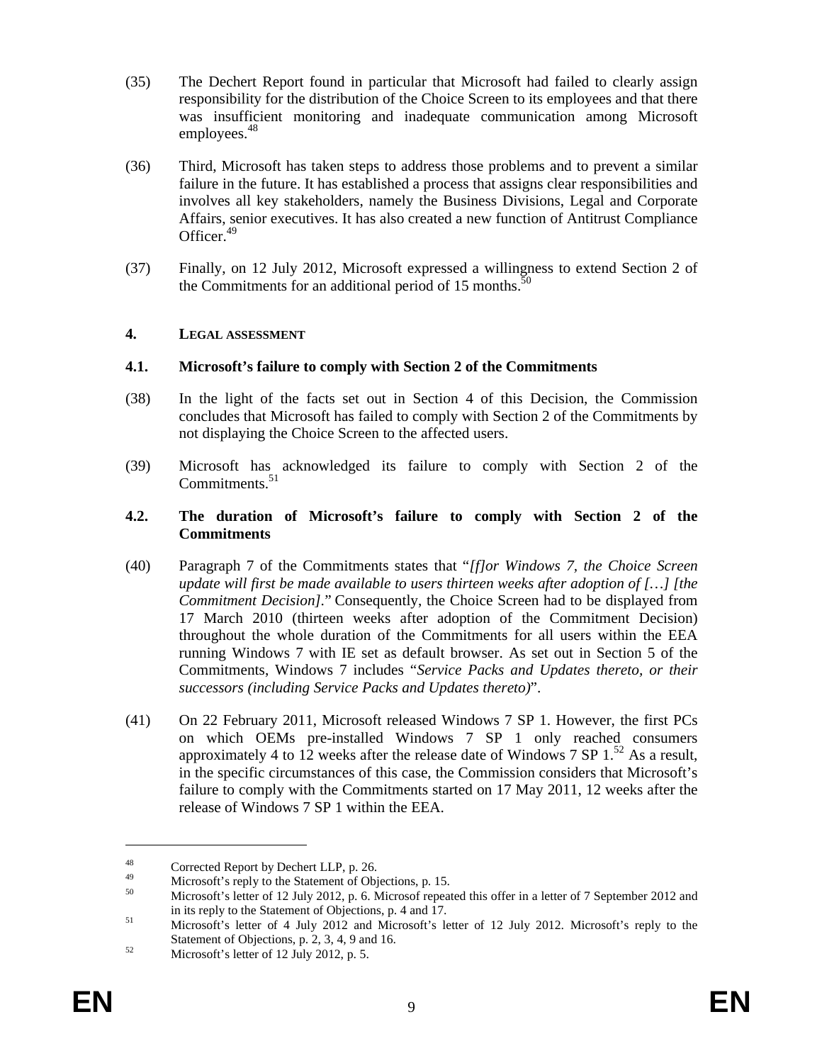(35) The Dechert Report found in particular that Microsoft had failed to clearly assign responsibility for the distribution of the Choice Screen to its employees and that there was insufficient monitoring and inadequate communication among Microsoft employees.[48]

(36) Third, Microsoft has taken steps to address those problems and to prevent a similar failure in the future. It has established a process that assigns clear responsibilities and involves all key stakeholders, namely the Business Divisions, Legal and Corporate Affairs, senior executives. It has also created a new function of Antitrust Compliance Officer.[49]

(37) Finally, on 12 July 2012, Microsoft expressed a willingness to extend Section 2 of the Commitments for an additional period of 15 months.[50]

## 4. LEGAL ASSESSMENT

### 4.1. Microsoft's failure to comply with Section 2 of the Commitments

(38) In the light of the facts set out in Section 4 of this Decision, the Commission concludes that Microsoft has failed to comply with Section 2 of the Commitments by not displaying the Choice Screen to the affected users.

(39) Microsoft has acknowledged its failure to comply with Section 2 of the Commitments.[51]

### 4.2. The duration of Microsoft's failure to comply with Section 2 of the Commitments

(40) Paragraph 7 of the Commitments states that "*[f]or Windows 7, the Choice Screen update will first be made available to users thirteen weeks after adoption of […] [the Commitment Decision]*." Consequently, the Choice Screen had to be displayed from 17 March 2010 (thirteen weeks after adoption of the Commitment Decision) throughout the whole duration of the Commitments for all users within the EEA running Windows 7 with IE set as default browser. As set out in Section 5 of the Commitments, Windows 7 includes "*Service Packs and Updates thereto, or their successors (including Service Packs and Updates thereto)*".

(41) On 22 February 2011, Microsoft released Windows 7 SP 1. However, the first PCs on which OEMs pre-installed Windows 7 SP 1 only reached consumers approximately 4 to 12 weeks after the release date of Windows 7 SP 1.[52] As a result, in the specific circumstances of this case, the Commission considers that Microsoft's failure to comply with the Commitments started on 17 May 2011, 12 weeks after the release of Windows 7 SP 1 within the EEA.

---

[48] Corrected Report by Dechert LLP, p. 26.

[49] Microsoft's reply to the Statement of Objections, p. 15.

[50] Microsoft's letter of 12 July 2012, p. 6. Microsof repeated this offer in a letter of 7 September 2012 and in its reply to the Statement of Objections, p. 4 and 17.

[51] Microsoft's letter of 4 July 2012 and Microsoft's letter of 12 July 2012. Microsoft's reply to the Statement of Objections, p. 2, 3, 4, 9 and 16.

[52] Microsoft's letter of 12 July 2012, p. 5.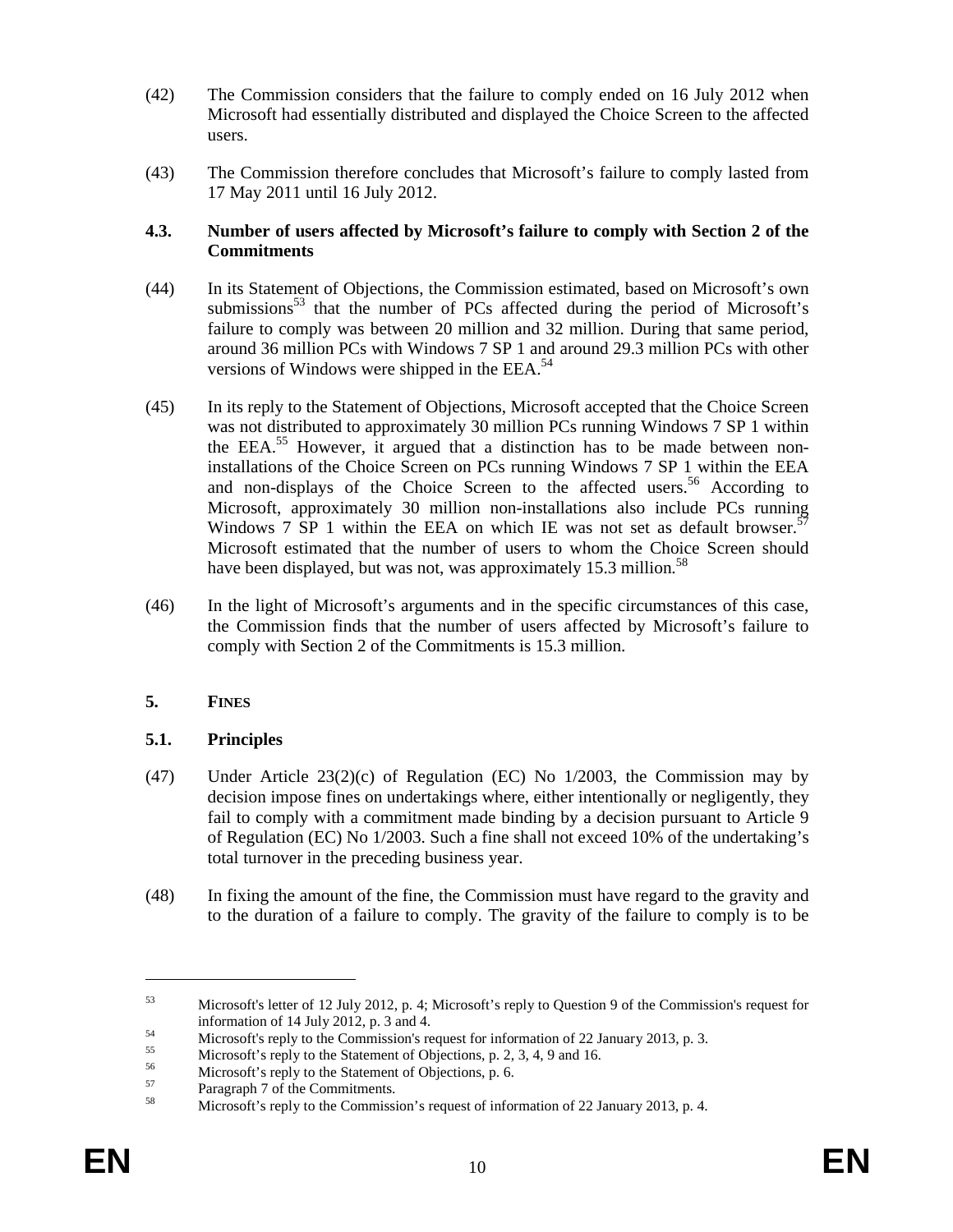(42) The Commission considers that the failure to comply ended on 16 July 2012 when Microsoft had essentially distributed and displayed the Choice Screen to the affected users.

(43) The Commission therefore concludes that Microsoft's failure to comply lasted from 17 May 2011 until 16 July 2012.

### 4.3. Number of users affected by Microsoft's failure to comply with Section 2 of the Commitments

(44) In its Statement of Objections, the Commission estimated, based on Microsoft's own submissions[53] that the number of PCs affected during the period of Microsoft's failure to comply was between 20 million and 32 million. During that same period, around 36 million PCs with Windows 7 SP 1 and around 29.3 million PCs with other versions of Windows were shipped in the EEA.[54]

(45) In its reply to the Statement of Objections, Microsoft accepted that the Choice Screen was not distributed to approximately 30 million PCs running Windows 7 SP 1 within the EEA.[55] However, it argued that a distinction has to be made between non-installations of the Choice Screen on PCs running Windows 7 SP 1 within the EEA and non-displays of the Choice Screen to the affected users.[56] According to Microsoft, approximately 30 million non-installations also include PCs running Windows 7 SP 1 within the EEA on which IE was not set as default browser.[57] Microsoft estimated that the number of users to whom the Choice Screen should have been displayed, but was not, was approximately 15.3 million.[58]

(46) In the light of Microsoft's arguments and in the specific circumstances of this case, the Commission finds that the number of users affected by Microsoft's failure to comply with Section 2 of the Commitments is 15.3 million.

## 5. FINES

### 5.1. Principles

(47) Under Article 23(2)(c) of Regulation (EC) No 1/2003, the Commission may by decision impose fines on undertakings where, either intentionally or negligently, they fail to comply with a commitment made binding by a decision pursuant to Article 9 of Regulation (EC) No 1/2003. Such a fine shall not exceed 10% of the undertaking's total turnover in the preceding business year.

(48) In fixing the amount of the fine, the Commission must have regard to the gravity and to the duration of a failure to comply. The gravity of the failure to comply is to be

---

[53] Microsoft's letter of 12 July 2012, p. 4; Microsoft's reply to Question 9 of the Commission's request for information of 14 July 2012, p. 3 and 4.

[54] Microsoft's reply to the Commission's request for information of 22 January 2013, p. 3.

[55] Microsoft's reply to the Statement of Objections, p. 2, 3, 4, 9 and 16.

[56] Microsoft's reply to the Statement of Objections, p. 6.

[57] Paragraph 7 of the Commitments.

[58] Microsoft's reply to the Commission's request of information of 22 January 2013, p. 4.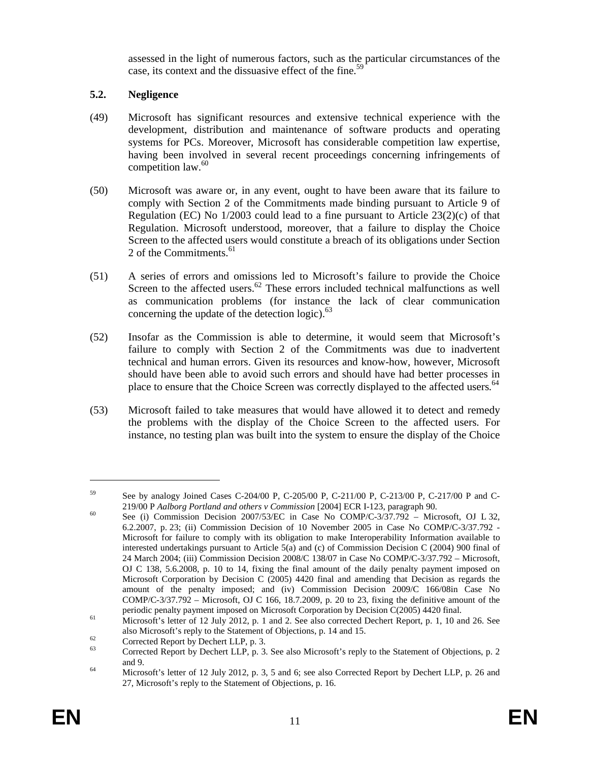assessed in the light of numerous factors, such as the particular circumstances of the case, its context and the dissuasive effect of the fine.[59]

### 5.2. Negligence

(49) Microsoft has significant resources and extensive technical experience with the development, distribution and maintenance of software products and operating systems for PCs. Moreover, Microsoft has considerable competition law expertise, having been involved in several recent proceedings concerning infringements of competition law.[60]

(50) Microsoft was aware or, in any event, ought to have been aware that its failure to comply with Section 2 of the Commitments made binding pursuant to Article 9 of Regulation (EC) No 1/2003 could lead to a fine pursuant to Article 23(2)(c) of that Regulation. Microsoft understood, moreover, that a failure to display the Choice Screen to the affected users would constitute a breach of its obligations under Section 2 of the Commitments.[61]

(51) A series of errors and omissions led to Microsoft's failure to provide the Choice Screen to the affected users.[62] These errors included technical malfunctions as well as communication problems (for instance the lack of clear communication concerning the update of the detection logic).[63]

(52) Insofar as the Commission is able to determine, it would seem that Microsoft's failure to comply with Section 2 of the Commitments was due to inadvertent technical and human errors. Given its resources and know-how, however, Microsoft should have been able to avoid such errors and should have had better processes in place to ensure that the Choice Screen was correctly displayed to the affected users.[64]

(53) Microsoft failed to take measures that would have allowed it to detect and remedy the problems with the display of the Choice Screen to the affected users. For instance, no testing plan was built into the system to ensure the display of the Choice

---

[59] See by analogy Joined Cases C-204/00 P, C-205/00 P, C-211/00 P, C-213/00 P, C-217/00 P and C-219/00 P *Aalborg Portland and others v Commission* [2004] ECR I-123, paragraph 90.

[60] See (i) Commission Decision 2007/53/EC in Case No COMP/C-3/37.792 – Microsoft, OJ L 32, 6.2.2007, p. 23; (ii) Commission Decision of 10 November 2005 in Case No COMP/C-3/37.792 - Microsoft for failure to comply with its obligation to make Interoperability Information available to interested undertakings pursuant to Article 5(a) and (c) of Commission Decision C (2004) 900 final of 24 March 2004; (iii) Commission Decision 2008/C 138/07 in Case No COMP/C-3/37.792 – Microsoft, OJ C 138, 5.6.2008, p. 10 to 14, fixing the final amount of the daily penalty payment imposed on Microsoft Corporation by Decision C (2005) 4420 final and amending that Decision as regards the amount of the penalty imposed; and (iv) Commission Decision 2009/C 166/08in Case No COMP/C-3/37.792 – Microsoft, OJ C 166, 18.7.2009, p. 20 to 23, fixing the definitive amount of the periodic penalty payment imposed on Microsoft Corporation by Decision C(2005) 4420 final.

[61] Microsoft's letter of 12 July 2012, p. 1 and 2. See also corrected Dechert Report, p. 1, 10 and 26. See also Microsoft's reply to the Statement of Objections, p. 14 and 15.

[62] Corrected Report by Dechert LLP, p. 3.

[63] Corrected Report by Dechert LLP, p. 3. See also Microsoft's reply to the Statement of Objections, p. 2 and 9.

[64] Microsoft's letter of 12 July 2012, p. 3, 5 and 6; see also Corrected Report by Dechert LLP, p. 26 and 27, Microsoft's reply to the Statement of Objections, p. 16.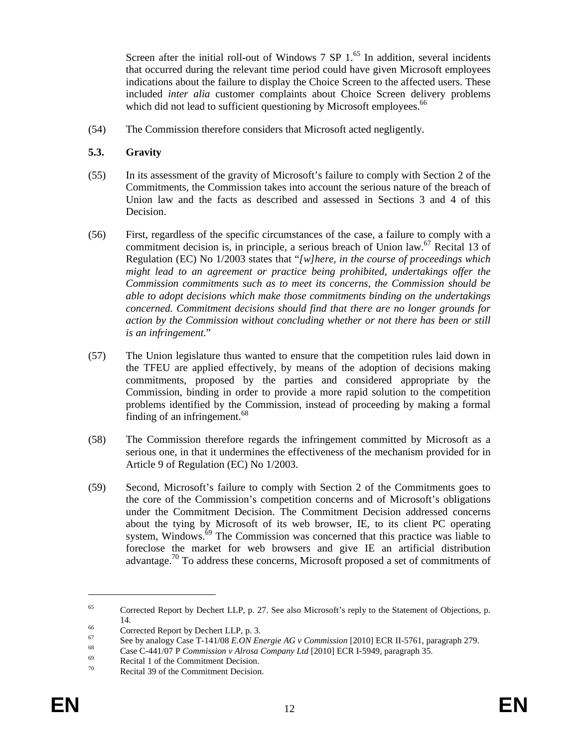Screen after the initial roll-out of Windows 7 SP 1.[65] In addition, several incidents that occurred during the relevant time period could have given Microsoft employees indications about the failure to display the Choice Screen to the affected users. These included *inter alia* customer complaints about Choice Screen delivery problems which did not lead to sufficient questioning by Microsoft employees.[66]

(54) The Commission therefore considers that Microsoft acted negligently.

### 5.3. Gravity

(55) In its assessment of the gravity of Microsoft's failure to comply with Section 2 of the Commitments, the Commission takes into account the serious nature of the breach of Union law and the facts as described and assessed in Sections 3 and 4 of this Decision.

(56) First, regardless of the specific circumstances of the case, a failure to comply with a commitment decision is, in principle, a serious breach of Union law.[67] Recital 13 of Regulation (EC) No 1/2003 states that "*[w]here, in the course of proceedings which might lead to an agreement or practice being prohibited, undertakings offer the Commission commitments such as to meet its concerns, the Commission should be able to adopt decisions which make those commitments binding on the undertakings concerned. Commitment decisions should find that there are no longer grounds for action by the Commission without concluding whether or not there has been or still is an infringement.*"

(57) The Union legislature thus wanted to ensure that the competition rules laid down in the TFEU are applied effectively, by means of the adoption of decisions making commitments, proposed by the parties and considered appropriate by the Commission, binding in order to provide a more rapid solution to the competition problems identified by the Commission, instead of proceeding by making a formal finding of an infringement.[68]

(58) The Commission therefore regards the infringement committed by Microsoft as a serious one, in that it undermines the effectiveness of the mechanism provided for in Article 9 of Regulation (EC) No 1/2003.

(59) Second, Microsoft's failure to comply with Section 2 of the Commitments goes to the core of the Commission's competition concerns and of Microsoft's obligations under the Commitment Decision. The Commitment Decision addressed concerns about the tying by Microsoft of its web browser, IE, to its client PC operating system, Windows.[69] The Commission was concerned that this practice was liable to foreclose the market for web browsers and give IE an artificial distribution advantage.[70] To address these concerns, Microsoft proposed a set of commitments of

---

[65] Corrected Report by Dechert LLP, p. 27. See also Microsoft's reply to the Statement of Objections, p. 14.

[66] Corrected Report by Dechert LLP, p. 3.

[67] See by analogy Case T-141/08 *E.ON Energie AG v Commission* [2010] ECR II-5761, paragraph 279.

[68] Case C-441/07 P *Commission v Alrosa Company Ltd* [2010] ECR I-5949, paragraph 35.

[69] Recital 1 of the Commitment Decision.

[70] Recital 39 of the Commitment Decision.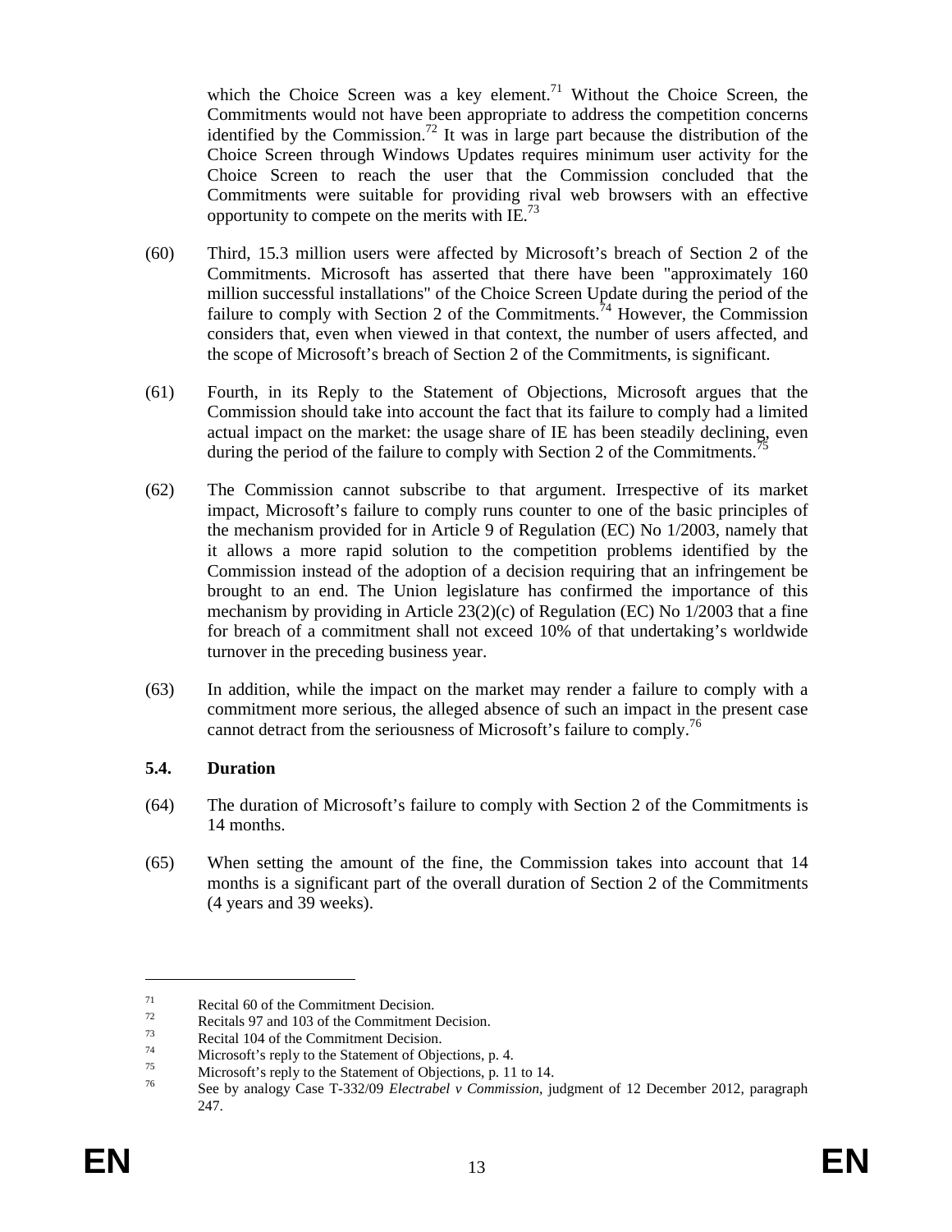which the Choice Screen was a key element.[71] Without the Choice Screen, the Commitments would not have been appropriate to address the competition concerns identified by the Commission.[72] It was in large part because the distribution of the Choice Screen through Windows Updates requires minimum user activity for the Choice Screen to reach the user that the Commission concluded that the Commitments were suitable for providing rival web browsers with an effective opportunity to compete on the merits with IE.[73]

(60) Third, 15.3 million users were affected by Microsoft's breach of Section 2 of the Commitments. Microsoft has asserted that there have been "approximately 160 million successful installations" of the Choice Screen Update during the period of the failure to comply with Section 2 of the Commitments.[74] However, the Commission considers that, even when viewed in that context, the number of users affected, and the scope of Microsoft's breach of Section 2 of the Commitments, is significant.

(61) Fourth, in its Reply to the Statement of Objections, Microsoft argues that the Commission should take into account the fact that its failure to comply had a limited actual impact on the market: the usage share of IE has been steadily declining, even during the period of the failure to comply with Section 2 of the Commitments.[75]

(62) The Commission cannot subscribe to that argument. Irrespective of its market impact, Microsoft's failure to comply runs counter to one of the basic principles of the mechanism provided for in Article 9 of Regulation (EC) No 1/2003, namely that it allows a more rapid solution to the competition problems identified by the Commission instead of the adoption of a decision requiring that an infringement be brought to an end. The Union legislature has confirmed the importance of this mechanism by providing in Article 23(2)(c) of Regulation (EC) No 1/2003 that a fine for breach of a commitment shall not exceed 10% of that undertaking's worldwide turnover in the preceding business year.

(63) In addition, while the impact on the market may render a failure to comply with a commitment more serious, the alleged absence of such an impact in the present case cannot detract from the seriousness of Microsoft's failure to comply.[76]

### 5.4. Duration

(64) The duration of Microsoft's failure to comply with Section 2 of the Commitments is 14 months.

(65) When setting the amount of the fine, the Commission takes into account that 14 months is a significant part of the overall duration of Section 2 of the Commitments (4 years and 39 weeks).

---

[71] Recital 60 of the Commitment Decision.

[72] Recitals 97 and 103 of the Commitment Decision.

[73] Recital 104 of the Commitment Decision.

[74] Microsoft's reply to the Statement of Objections, p. 4.

[75] Microsoft's reply to the Statement of Objections, p. 11 to 14.

[76] See by analogy Case T-332/09 *Electrabel v Commission*, judgment of 12 December 2012, paragraph 247.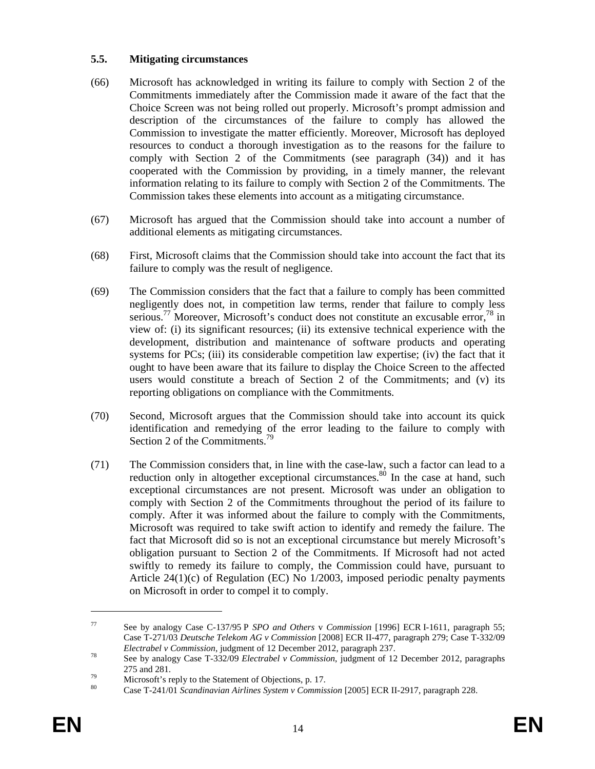### 5.5. Mitigating circumstances

(66) Microsoft has acknowledged in writing its failure to comply with Section 2 of the Commitments immediately after the Commission made it aware of the fact that the Choice Screen was not being rolled out properly. Microsoft's prompt admission and description of the circumstances of the failure to comply has allowed the Commission to investigate the matter efficiently. Moreover, Microsoft has deployed resources to conduct a thorough investigation as to the reasons for the failure to comply with Section 2 of the Commitments (see paragraph (34)) and it has cooperated with the Commission by providing, in a timely manner, the relevant information relating to its failure to comply with Section 2 of the Commitments. The Commission takes these elements into account as a mitigating circumstance.

(67) Microsoft has argued that the Commission should take into account a number of additional elements as mitigating circumstances.

(68) First, Microsoft claims that the Commission should take into account the fact that its failure to comply was the result of negligence.

(69) The Commission considers that the fact that a failure to comply has been committed negligently does not, in competition law terms, render that failure to comply less serious.[77] Moreover, Microsoft's conduct does not constitute an excusable error,[78] in view of: (i) its significant resources; (ii) its extensive technical experience with the development, distribution and maintenance of software products and operating systems for PCs; (iii) its considerable competition law expertise; (iv) the fact that it ought to have been aware that its failure to display the Choice Screen to the affected users would constitute a breach of Section 2 of the Commitments; and (v) its reporting obligations on compliance with the Commitments.

(70) Second, Microsoft argues that the Commission should take into account its quick identification and remedying of the error leading to the failure to comply with Section 2 of the Commitments.[79]

(71) The Commission considers that, in line with the case-law, such a factor can lead to a reduction only in altogether exceptional circumstances.[80] In the case at hand, such exceptional circumstances are not present. Microsoft was under an obligation to comply with Section 2 of the Commitments throughout the period of its failure to comply. After it was informed about the failure to comply with the Commitments, Microsoft was required to take swift action to identify and remedy the failure. The fact that Microsoft did so is not an exceptional circumstance but merely Microsoft's obligation pursuant to Section 2 of the Commitments. If Microsoft had not acted swiftly to remedy its failure to comply, the Commission could have, pursuant to Article 24(1)(c) of Regulation (EC) No 1/2003, imposed periodic penalty payments on Microsoft in order to compel it to comply.

---

[77] See by analogy Case C-137/95 P *SPO and Others* v *Commission* [1996] ECR I-1611, paragraph 55; Case T-271/03 *Deutsche Telekom AG v Commission* [2008] ECR II-477, paragraph 279; Case T-332/09 *Electrabel v Commission*, judgment of 12 December 2012, paragraph 237.

[78] See by analogy Case T-332/09 *Electrabel v Commission*, judgment of 12 December 2012, paragraphs 275 and 281.

[79] Microsoft's reply to the Statement of Objections, p. 17.

[80] Case T-241/01 *Scandinavian Airlines System v Commission* [2005] ECR II-2917, paragraph 228.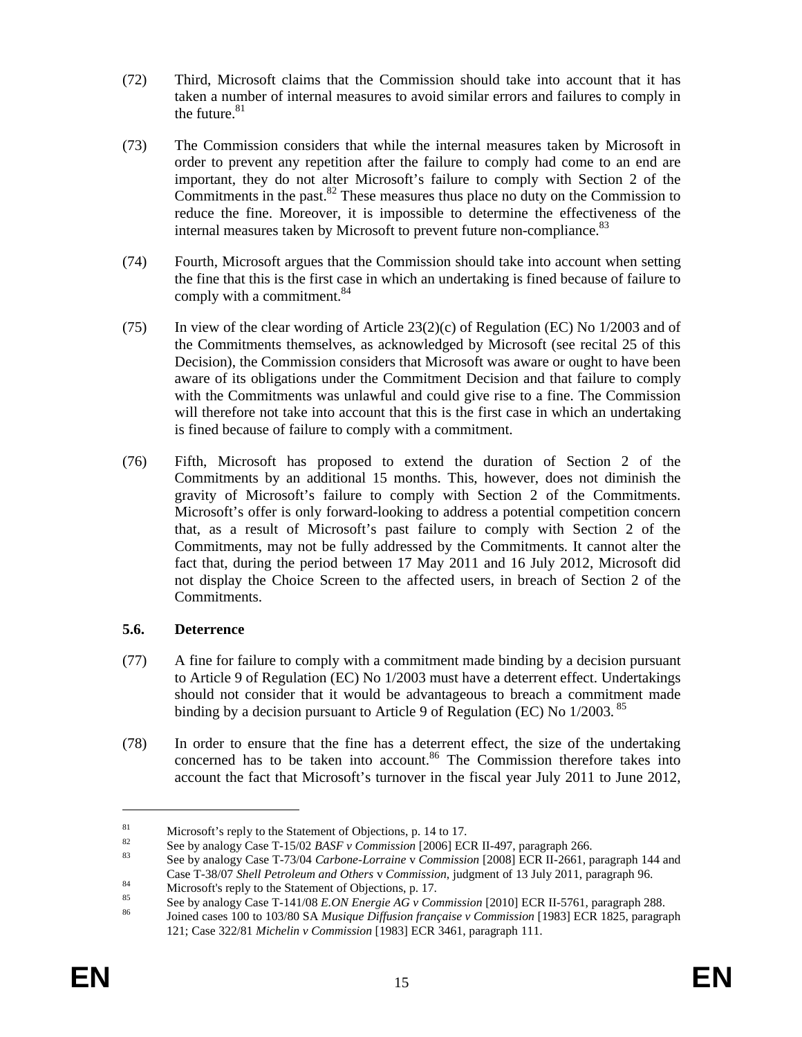(72) Third, Microsoft claims that the Commission should take into account that it has taken a number of internal measures to avoid similar errors and failures to comply in the future.[81]

(73) The Commission considers that while the internal measures taken by Microsoft in order to prevent any repetition after the failure to comply had come to an end are important, they do not alter Microsoft's failure to comply with Section 2 of the Commitments in the past.[82] These measures thus place no duty on the Commission to reduce the fine. Moreover, it is impossible to determine the effectiveness of the internal measures taken by Microsoft to prevent future non-compliance.[83]

(74) Fourth, Microsoft argues that the Commission should take into account when setting the fine that this is the first case in which an undertaking is fined because of failure to comply with a commitment.[84]

(75) In view of the clear wording of Article 23(2)(c) of Regulation (EC) No 1/2003 and of the Commitments themselves, as acknowledged by Microsoft (see recital 25 of this Decision), the Commission considers that Microsoft was aware or ought to have been aware of its obligations under the Commitment Decision and that failure to comply with the Commitments was unlawful and could give rise to a fine. The Commission will therefore not take into account that this is the first case in which an undertaking is fined because of failure to comply with a commitment.

(76) Fifth, Microsoft has proposed to extend the duration of Section 2 of the Commitments by an additional 15 months. This, however, does not diminish the gravity of Microsoft's failure to comply with Section 2 of the Commitments. Microsoft's offer is only forward-looking to address a potential competition concern that, as a result of Microsoft's past failure to comply with Section 2 of the Commitments, may not be fully addressed by the Commitments. It cannot alter the fact that, during the period between 17 May 2011 and 16 July 2012, Microsoft did not display the Choice Screen to the affected users, in breach of Section 2 of the Commitments.

### 5.6. Deterrence

(77) A fine for failure to comply with a commitment made binding by a decision pursuant to Article 9 of Regulation (EC) No 1/2003 must have a deterrent effect. Undertakings should not consider that it would be advantageous to breach a commitment made binding by a decision pursuant to Article 9 of Regulation (EC) No 1/2003.[85]

(78) In order to ensure that the fine has a deterrent effect, the size of the undertaking concerned has to be taken into account.[86] The Commission therefore takes into account the fact that Microsoft's turnover in the fiscal year July 2011 to June 2012,

---

[81] Microsoft's reply to the Statement of Objections, p. 14 to 17.

[82] See by analogy Case T-15/02 *BASF v Commission* [2006] ECR II-497, paragraph 266.

[83] See by analogy Case T-73/04 *Carbone-Lorraine* v *Commission* [2008] ECR II-2661, paragraph 144 and Case T-38/07 *Shell Petroleum and Others* v *Commission*, judgment of 13 July 2011, paragraph 96.

[84] Microsoft's reply to the Statement of Objections, p. 17.

[85] See by analogy Case T-141/08 *E.ON Energie AG v Commission* [2010] ECR II-5761, paragraph 288.

[86] Joined cases 100 to 103/80 SA *Musique Diffusion française v Commission* [1983] ECR 1825, paragraph 121; Case 322/81 *Michelin v Commission* [1983] ECR 3461, paragraph 111.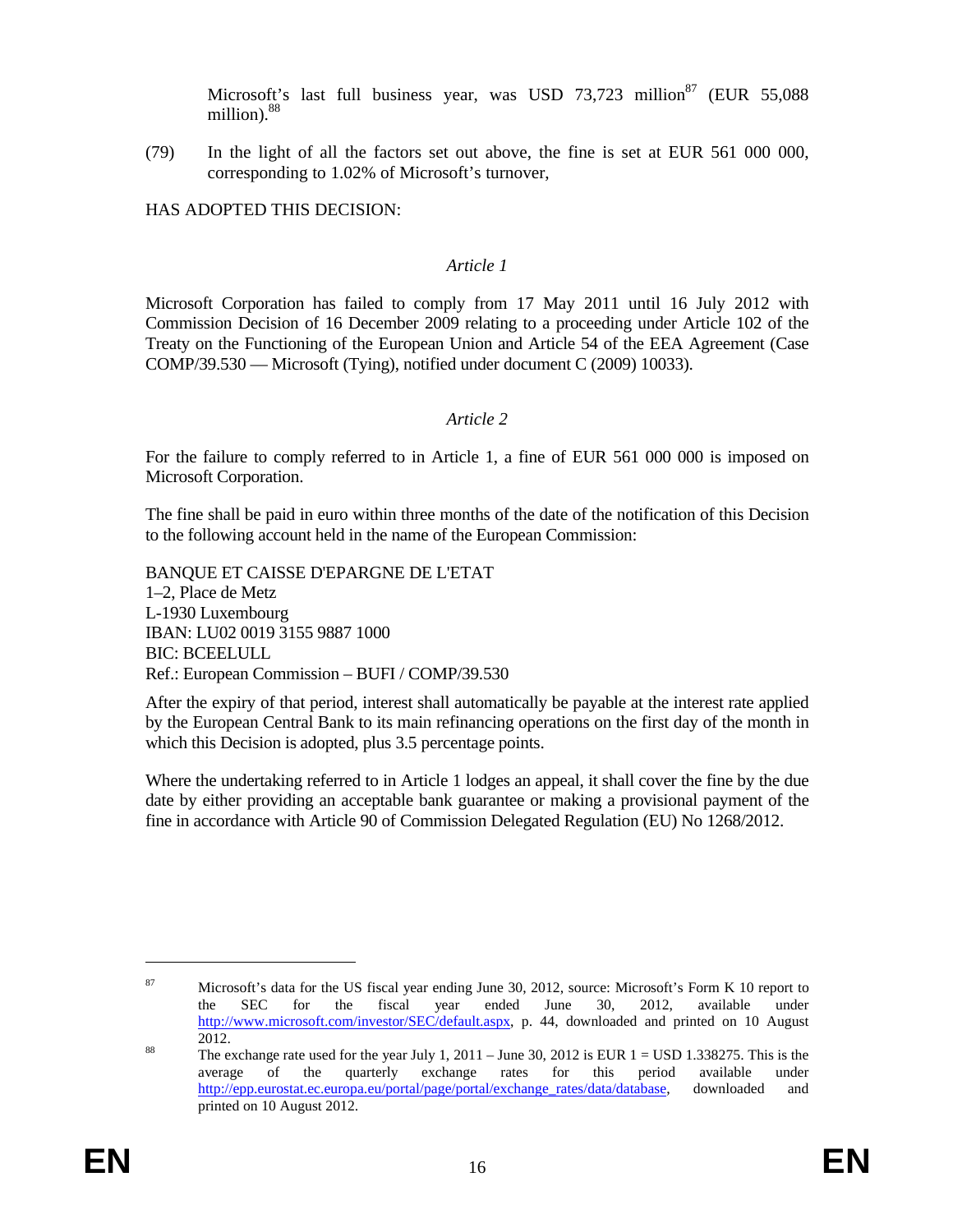Microsoft's last full business year, was USD 73,723 million[87] (EUR 55,088 million).[88]

(79) In the light of all the factors set out above, the fine is set at EUR 561 000 000, corresponding to 1.02% of Microsoft's turnover,

HAS ADOPTED THIS DECISION:

*Article 1*

Microsoft Corporation has failed to comply from 17 May 2011 until 16 July 2012 with Commission Decision of 16 December 2009 relating to a proceeding under Article 102 of the Treaty on the Functioning of the European Union and Article 54 of the EEA Agreement (Case COMP/39.530 — Microsoft (Tying), notified under document C (2009) 10033).

*Article 2*

For the failure to comply referred to in Article 1, a fine of EUR 561 000 000 is imposed on Microsoft Corporation.

The fine shall be paid in euro within three months of the date of the notification of this Decision to the following account held in the name of the European Commission:

BANQUE ET CAISSE D'EPARGNE DE L'ETAT
1–2, Place de Metz
L-1930 Luxembourg
IBAN: LU02 0019 3155 9887 1000
BIC: BCEELULL
Ref.: European Commission – BUFI / COMP/39.530

After the expiry of that period, interest shall automatically be payable at the interest rate applied by the European Central Bank to its main refinancing operations on the first day of the month in which this Decision is adopted, plus 3.5 percentage points.

Where the undertaking referred to in Article 1 lodges an appeal, it shall cover the fine by the due date by either providing an acceptable bank guarantee or making a provisional payment of the fine in accordance with Article 90 of Commission Delegated Regulation (EU) No 1268/2012.

---

[87] Microsoft's data for the US fiscal year ending June 30, 2012, source: Microsoft's Form K 10 report to the SEC for the fiscal year ended June 30, 2012, available under http://www.microsoft.com/investor/SEC/default.aspx, p. 44, downloaded and printed on 10 August 2012.

[88] The exchange rate used for the year July 1, 2011 – June 30, 2012 is EUR 1 = USD 1.338275. This is the average of the quarterly exchange rates for this period available under http://epp.eurostat.ec.europa.eu/portal/page/portal/exchange_rates/data/database, downloaded and printed on 10 August 2012.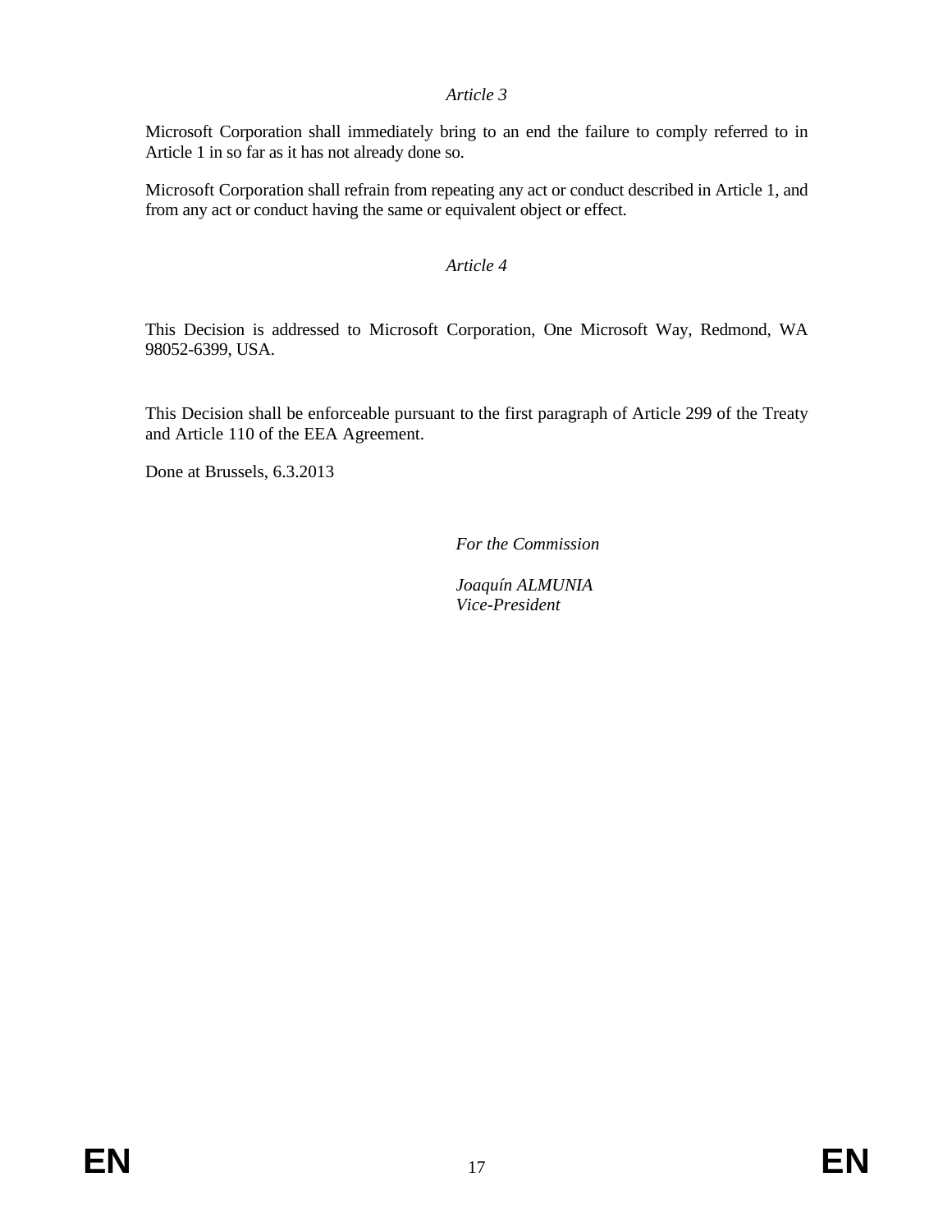*Article 3*

Microsoft Corporation shall immediately bring to an end the failure to comply referred to in Article 1 in so far as it has not already done so.

Microsoft Corporation shall refrain from repeating any act or conduct described in Article 1, and from any act or conduct having the same or equivalent object or effect.

*Article 4*

This Decision is addressed to Microsoft Corporation, One Microsoft Way, Redmond, WA 98052-6399, USA.

This Decision shall be enforceable pursuant to the first paragraph of Article 299 of the Treaty and Article 110 of the EEA Agreement.

Done at Brussels, 6.3.2013

*For the Commission*

*Joaquín ALMUNIA*
*Vice-President*